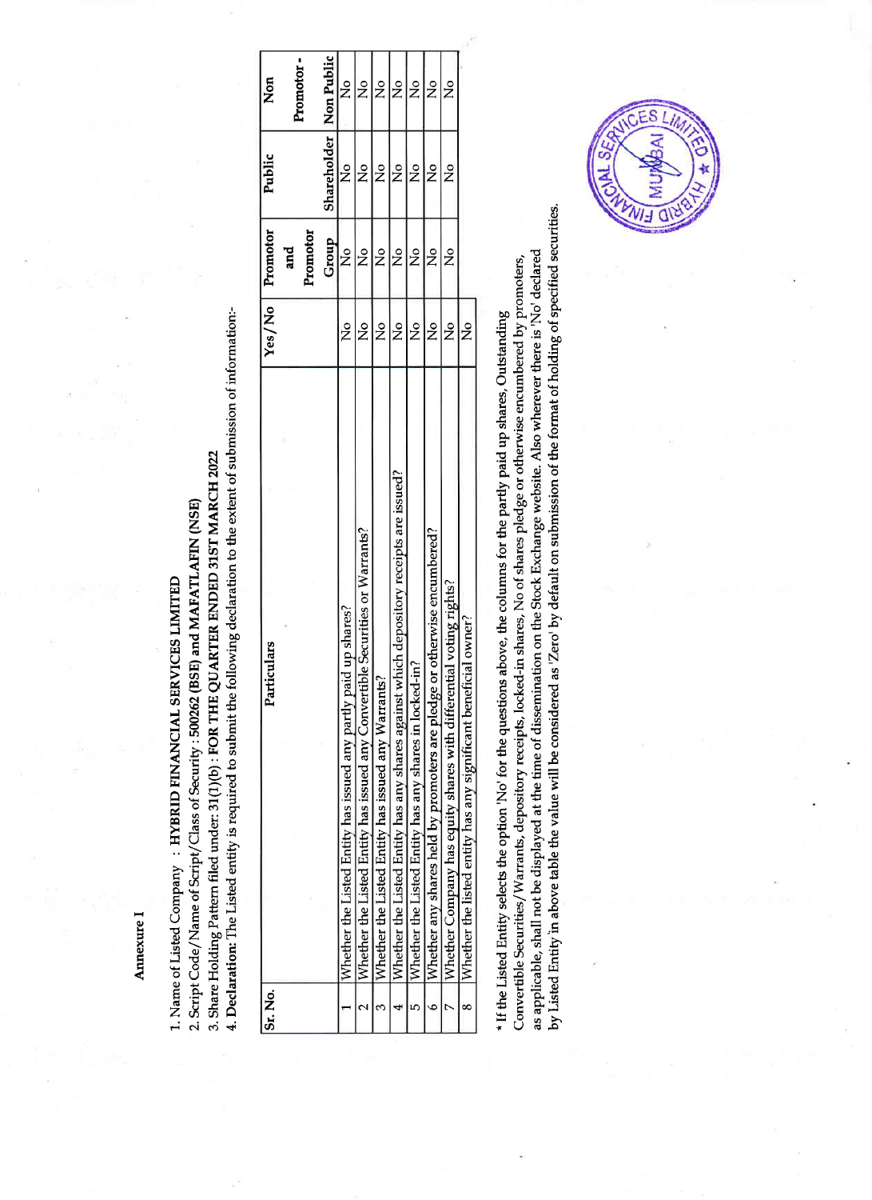**Annexure I**

1. Name of Listed Company : **HYBRID FINANCIAL SERVICES LIMITED**
2. Script Code/Name of Script/Class of Security : **500262 (BSE) and MAFATLAFIN (NSE)**
3. Share Holding Pattern filed under: 31(1)(b) : **FOR THE QUARTER ENDED 31ST MARCH 2022**
4. **Declaration:** The Listed entity is required to submit the following declaration to the extent of submission of information:-

| Sr. No. | Particulars | Yes/No | Promotor and Promotor Group | Public Shareholder | Non Promotor - Non Public |
|---|---|---|---|---|---|
| 1 | Whether the Listed Entity has issued any partly paid up shares? | No | No | No | No |
| 2 | Whether the Listed Entity has issued any Convertible Securities or Warrants? | No | No | No | No |
| 3 | Whether the Listed Entity has issued any Warrants? | No | No | No | No |
| 4 | Whether the Listed Entity has any shares against which depository receipts are issued? | No | No | No | No |
| 5 | Whether the Listed Entity has any shares in locked-in? | No | No | No | No |
| 6 | Whether any shares held by promoters are pledge or otherwise encumbered? | No | No | No | No |
| 7 | Whether Company has equity shares with differential voting rights? | No | No | No | No |
| 8 | Whether the listed entity has any significant beneficial owner? | No | | | |

* If the Listed Entity selects the option 'No' for the questions above, the columns for the partly paid up shares, Outstanding Convertible Securities/Warrants, depository receipts, locked-in shares, No of shares pledge or otherwise encumbered by promoters, as applicable, shall not be displayed at the time of dissemination on the Stock Exchange website. Also wherever there is 'No' declared by Listed Entity in above table the value will be considered as 'Zero' by default on submission of the format of holding of specified securities.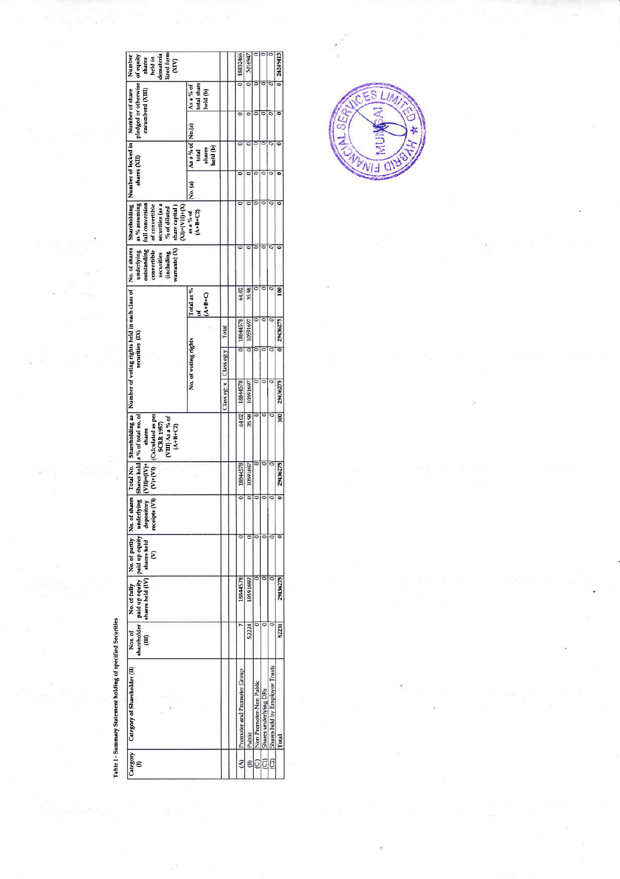Table I - Summary Statement holding of specified Securities

| Category (I) | Category of Shareholder (II) | Nos. of shareholder (III) | No. of fully paid up equity shares held (IV) | No. of partly paid up equity shares held (V) | No. of shares underlying depository receipts (VI) | Total No. Shares held (VII)=(IV)+(V)+(VI) | Shareholding as a % of total no. of shares (Calculated as per SCRR 1957) (VIII) As a % of (A+B+C2) | Number of voting rights held in each class of securities (IX) | | | | No. of shares underlying outstanding convertible securities (including warrants) (X) | Shareholding as % assuming full conversion of convertible securities (as a % of diluted share capital) (XI)=(VII)+(X) as a % of (A+B+C2) | Number of locked in shares (XII) | | Number of share pledged or otherwise encumberd (XIII) | | Number of equity shares held in dematerialized form (XIV) |
|---|---|---|---|---|---|---|---|---|---|---|---|---|---|---|---|---|---|---|
| | | | | | | | | No. of voting rights | | | Total as % of (A+B+C) | | | No. (a) | As a % of total shares held (b) | No.(a) | As a % of total share held (b) | |
| | | | | | | | | Class eg: x | Class eg:y | Total | | | | | | | | |
| (A) | Promoter and Promoter Group | 7 | 18844578 | 0 | 0 | 18844578 | 64.02 | 18844578 | 0 | 18844578 | 64.02 | | 0 | 0 | 0 | 0 | 0 | 18832466 |
| (B) | Public | 52224 | 10591697 | 0 | 0 | 10591697 | 35.98 | 10591697 | 0 | 10591697 | 35.98 | | 0 | 0 | 0 | 0 | 0 | 5416947 |
| (C) | Non Promoter-Non Public | 0 | 0 | 0 | 0 | 0 | 0 | 0 | 0 | 0 | 0 | | 0 | 0 | 0 | 0 | 0 | 0 |
| (C1) | Shares underlying DRs | 0 | 0 | 0 | 0 | 0 | 0 | 0 | 0 | 0 | 0 | | 0 | 0 | 0 | 0 | 0 | 0 |
| (C2) | Shares held by Employee Trusts | 0 | 0 | 0 | 0 | 0 | 0 | 0 | 0 | 0 | 0 | | 0 | 0 | 0 | 0 | 0 | 0 |
| | Total | 52231 | 29436275 | 0 | 0 | 29436275 | 100 | 29436275 | 0 | 29436275 | 100 | | 0 | 0 | 0 | 0 | 0 | 24249413 |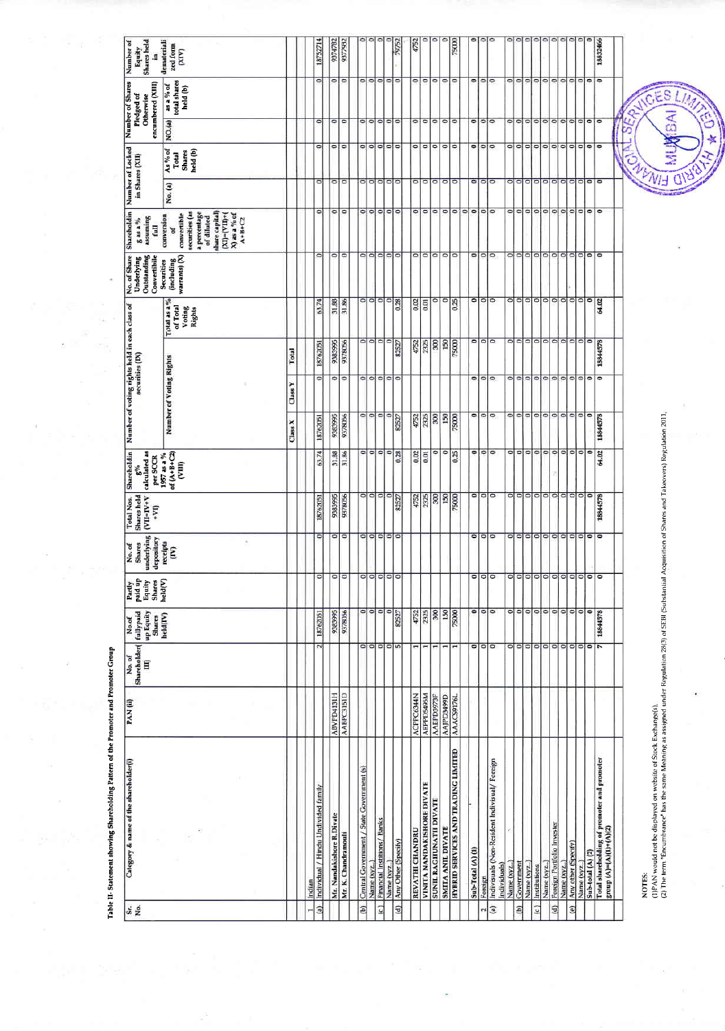Table II- Statement showing Shareholding Pattern of the Promoter and Promoter Group

| Sr. No. | Category & name of the shareholder(I) | PAN (II) | No. of Shareholder (III) | No of fullypaid up Equity Shares held(IV) | Partly paid up Equity Shares held(V) | No. of Shares underlying depository receipts (VI) | Total Nos. Shares held (VII=IV+V+VI) | Shareholding % calculated as per SCCR 1957 as a % of (A+B+C2) (VIII) | Number of voting rights held in each class of securities (IX) | | | | No. of Share Underlying Outstanding Convertible Securities (including warrants) (X) | Shareholding as a % assuming full conversion of convertible securities (as a percentage of diluted share capital) (XI)=(VII)+(X) as a % of A+B+C2 | Number of Locked in Shares (XII) | | Number of Shares Pledged of Otherwise encumbered (XIII) | | Number of Equity Shares held in dematerialized form (XIV) |
|---|---|---|---|---|---|---|---|---|---|---|---|---|---|---|---|---|---|---|---|
| | | | | | | | | | Number of Voting Rights | | | Total as a % of Total Voting Rights | | | No. (a) | As % of Total Shares held (b) | NO.(a) | as a % of total shares held (b) | |
| | | | | | | | | | Class X | Class Y | Total | | | | | | | | |
| 1 | Indian | | | | | | | | | | | | | | | | | | |
| (a) | Individual / Hindu Undivided family | | 2 | 18762051 | 0 | 0 | 18762051 | 63.74 | 18762051 | 0 | 18762051 | 63.74 | | 0 | 0 | 0 | 0 | 0 | 18752714 |
| | Mr. Nandakishore R.Divate | ABVPD4131H | | 9383995 | 0 | 0 | 9383995 | 31.88 | 9383995 | 0 | 9383995 | 31.88 | | 0 | 0 | 0 | 0 | 0 | 9374782 |
| | Mr. K. Chandramouli | AABPC3151D | | 9378056 | 0 | 0 | 9378056 | 31.86 | 9378056 | 0 | 9378056 | 31.86 | | 0 | 0 | 0 | 0 | 0 | 9377932 |
| (b) | Central Government / State Government (s) | | 0 | 0 | 0 | 0 | 0 | 0 | 0 | 0 | 0 | 0 | | 0 | 0 | 0 | 0 | 0 | 0 |
| | Name (xyz...) | | 0 | 0 | 0 | 0 | 0 | 0 | 0 | 0 | 0 | 0 | | 0 | 0 | 0 | 0 | 0 | 0 |
| (c) | Financial Institutions / Banks | | 0 | 0 | 0 | 0 | 0 | 0 | 0 | 0 | 0 | 0 | | 0 | 0 | 0 | 0 | 0 | 0 |
| | Name (xyz...) | | 0 | 0 | 0 | 0 | 0 | 0 | 0 | 0 | 0 | 0 | | 0 | 0 | 0 | 0 | 0 | 0 |
| (d) | Any Other (Specify) | | 5 | 82527 | 0 | 0 | 82527 | 0.28 | 82527 | 0 | 82527 | 0.28 | | 0 | 0 | 0 | 0 | 0 | 79752 |
| | REVATHI CHANDRU | ACFPC6344N | 1 | 4752 | | | 4752 | 0.02 | 4752 | | 4752 | 0.02 | | 0 | 0 | 0 | 0 | 0 | 4752 |
| | VINITA NANDAKISHORE DIVATE | AEPPD5495M | 1 | 2325 | | | 2325 | 0.01 | 2325 | | 2325 | 0.01 | | 0 | 0 | 0 | 0 | 0 | 0 |
| | SUNIL RAGHUNATH DIVATE | AAEPD3973F | 1 | 300 | | | 300 | 0 | 300 | | 300 | 0 | | 0 | 0 | 0 | 0 | 0 | 0 |
| | SMITA ANIL DIVATE | AAJPD3499D | 1 | 150 | | | 150 | 0 | 150 | | 150 | 0 | | 0 | 0 | 0 | 0 | 0 | 0 |
| | HYBRID SERVICES AND TRADING LIMITED | AAACS9176L | 1 | 75000 | | | 75000 | 0.25 | 75000 | | 75000 | 0.25 | | 0 | 0 | 0 | 0 | 0 | 75000 |
| | Sub-Total (A) (1) | | 0 | 0 | 0 | 0 | 0 | 0 | 0 | 0 | 0 | 0 | | 0 | 0 | 0 | 0 | 0 | 0 |
| 2 | Foreign | | 0 | 0 | 0 | 0 | 0 | 0 | 0 | 0 | 0 | 0 | | 0 | 0 | 0 | 0 | 0 | 0 |
| (a) | Individuals (Non-Resident Individual/ Foreign Individuals) | | 0 | 0 | 0 | 0 | 0 | 0 | 0 | 0 | 0 | 0 | | 0 | 0 | 0 | 0 | 0 | 0 |
| | Name (xyz...) | | 0 | 0 | 0 | 0 | 0 | 0 | 0 | 0 | 0 | 0 | | 0 | 0 | 0 | 0 | 0 | 0 |
| (b) | Government | | 0 | 0 | 0 | 0 | 0 | 0 | 0 | 0 | 0 | 0 | | 0 | 0 | 0 | 0 | 0 | 0 |
| | Name (xyz...) | | 0 | 0 | 0 | 0 | 0 | 0 | 0 | 0 | 0 | 0 | | 0 | 0 | 0 | 0 | 0 | 0 |
| (c) | Institutions | | 0 | 0 | 0 | 0 | 0 | 0 | 0 | 0 | 0 | 0 | | 0 | 0 | 0 | 0 | 0 | 0 |
| | Name (xyz...) | | 0 | 0 | 0 | 0 | 0 | 0 | 0 | 0 | 0 | 0 | | 0 | 0 | 0 | 0 | 0 | 0 |
| (d) | Foreign Portfolio Investor | | 0 | 0 | 0 | 0 | 0 | 0 | 0 | 0 | 0 | 0 | | 0 | 0 | 0 | 0 | 0 | 0 |
| | Name (xyz...) | | 0 | 0 | 0 | 0 | 0 | 0 | 0 | 0 | 0 | 0 | | 0 | 0 | 0 | 0 | 0 | 0 |
| (e) | Any other (Specify) | | 0 | 0 | 0 | 0 | 0 | 0 | 0 | 0 | 0 | 0 | | 0 | 0 | 0 | 0 | 0 | 0 |
| | Name (xyz...) | | 0 | 0 | 0 | 0 | 0 | 0 | 0 | 0 | 0 | 0 | | 0 | 0 | 0 | 0 | 0 | 0 |
| | Sub-total (A) (2) | | 0 | 0 | 0 | 0 | 0 | 0 | 0 | 0 | 0 | 0 | | 0 | 0 | 0 | 0 | 0 | 0 |
| | Total shareholding of promoter and promoter group (A)=(A)(1)+(A)(2) | | 7 | 18844578 | 0 | 0 | 18844578 | 64.02 | 18844578 | 0 | 18844578 | 64.02 | | 0 | 0 | 0 | 0 | 0 | 18832466 |

NOTES:
(1)PAN would not be displayed on website of Stock Exchange(s).
(2) The term "Encumbrance" has the same Meaning as assigned under Regulation 28(3) of SEBI (Substantial Acquisition of Shares and Takeovers) Regulation 2011.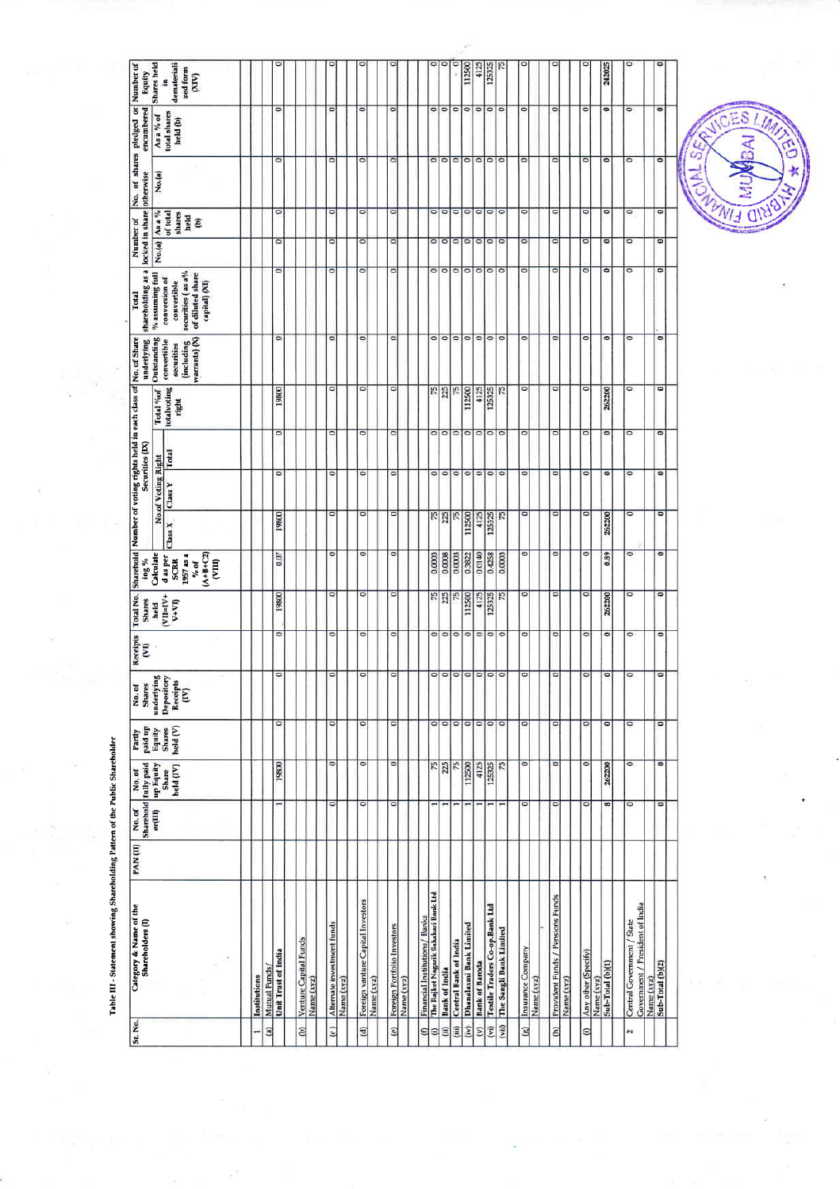Table III - Statement showing Shareholding Pattern of the Public Shareholder

| Sr. No. | Category & Name of the Shareholders (I) | PAN (II) | No. of Shareholder (III) | No. of fully paid up Equity Share held (IV) | Partly paid up Equity Shares held (V) | No. of Shares underlying Depository Receipts (IV) | Receipts (VI) | Total No. Shares held (VII=IV+V+VI) | Shareholding % Calculated as per SCRR 1957 as a % of (A+B+C2) (VIII) | Number of voting rights held in each class of Securities (IX) | | | | No. of Share underlying Outstanding convertible securities (including warrants) (X) | Total shareholding as a % assuming full conversion of convertible securities (as a% of diluted share capital) (XI) | Number of locked in share | | No. of shares pledged or otherwise encumbered | | Number of Equity Shares held in dematerialized form (XIV) |
|---|---|---|---|---|---|---|---|---|---|---|---|---|---|---|---|---|---|---|---|---|
| | | | | | | | | | | No.of Voting Right | | | Total %of totalvoting right | | | No.(a) | As a % of total shares held (b) | No.(a) | As a % of total shares held (b) | |
| | | | | | | | | | | Class X | Class Y | Total | | | | | | | | |
| 1 | Institutions | | | | | | | | | | | | | | | | | | | |
| (a) | Mutual Funds/ | | | | | | | | | | | | | | | | | | | |
| | Unit Trust of India | | 1 | 19800 | 0 | 0 | 0 | 19800 | 0.07 | 19800 | 0 | 0 | 19800 | 0 | 0 | 0 | 0 | 0 | 0 | 0 |
| (b) | Venture Capital Funds | | | | | | | | | | | | | | | | | | | |
| | Name (xyz) | | | | | | | | | | | | | | | | | | | |
| (c) | Alternate investment funds | | 0 | 0 | 0 | 0 | 0 | 0 | 0 | 0 | 0 | 0 | 0 | 0 | 0 | 0 | 0 | 0 | 0 | 0 |
| | Name (xyz) | | | | | | | | | | | | | | | | | | | |
| (d) | Foreign vanture Capital Investors | | 0 | 0 | 0 | 0 | 0 | 0 | 0 | 0 | 0 | 0 | 0 | 0 | 0 | 0 | 0 | 0 | 0 | 0 |
| | Name (xyz) | | | | | | | | | | | | | | | | | | | |
| (e) | Foreign Portfolio Investors | | 0 | 0 | 0 | 0 | 0 | 0 | 0 | 0 | 0 | 0 | 0 | 0 | 0 | 0 | 0 | 0 | 0 | 0 |
| | Name (xyz) | | | | | | | | | | | | | | | | | | | |
| (f) | Financial Institutions/ Banks | | | | | | | | | | | | | | | | | | | |
| (i) | The Rajkot Nagarik Sahakari Bank Ltd | | 1 | 75 | 0 | 0 | 0 | 75 | 0.0003 | 75 | 0 | 0 | 75 | 0 | 0 | 0 | 0 | 0 | 0 | 0 |
| (ii) | Bank of India | | 1 | 225 | 0 | 0 | 0 | 225 | 0.0008 | 225 | 0 | 0 | 225 | 0 | 0 | 0 | 0 | 0 | 0 | 0 |
| (iii) | Central Bank of India | | 1 | 75 | 0 | 0 | 0 | 75 | 0.0003 | 75 | 0 | 0 | 75 | 0 | 0 | 0 | 0 | 0 | 0 | 0 |
| (iv) | Dhanalaxmi Bank Limited | | 1 | 112500 | 0 | 0 | 0 | 112500 | 0.3822 | 112500 | 0 | 0 | 112500 | 0 | 0 | 0 | 0 | 0 | 0 | 112500 |
| (v) | Bank of Baroda | | 1 | 4125 | 0 | 0 | 0 | 4125 | 0.0140 | 4125 | 0 | 0 | 4125 | 0 | 0 | 0 | 0 | 0 | 0 | 4125 |
| (vi) | Textile Traders Co-op.Bank Ltd | | 1 | 125325 | 0 | 0 | 0 | 125325 | 0.4258 | 125325 | 0 | 0 | 125325 | 0 | 0 | 0 | 0 | 0 | 0 | 125325 |
| (vii) | The Sangli Bank Limited | | 1 | 75 | 0 | 0 | 0 | 75 | 0.0003 | 75 | 0 | 0 | 75 | 0 | 0 | 0 | 0 | 0 | 0 | 75 |
| (g) | Insurance Company | | 0 | 0 | 0 | 0 | 0 | 0 | 0 | 0 | 0 | 0 | 0 | 0 | 0 | 0 | 0 | 0 | 0 | 0 |
| | Name (xyz) | | | | | | | | | | | | | | | | | | | |
| (h) | Provident Funds / Pensions Funds | | 0 | 0 | 0 | 0 | 0 | 0 | 0 | 0 | 0 | 0 | 0 | 0 | 0 | 0 | 0 | 0 | 0 | 0 |
| | Name (xyz) | | | | | | | | | | | | | | | | | | | |
| (i) | Any other (Specify) | | 0 | 0 | 0 | 0 | 0 | 0 | 0 | 0 | 0 | 0 | 0 | 0 | 0 | 0 | 0 | 0 | 0 | 0 |
| | Name (xyz) | | | | | | | | | | | | | | | | | | | |
| | Sub-Total (b)(1) | | 8 | 262200 | 0 | 0 | 0 | 262200 | 0.89 | 262200 | 0 | 0 | 262200 | 0 | 0 | 0 | 0 | 0 | 0 | 242025 |
| 2 | Central Government / State Government / President of India | | 0 | 0 | 0 | 0 | 0 | 0 | 0 | 0 | 0 | 0 | 0 | 0 | 0 | 0 | 0 | 0 | 0 | 0 |
| | Name (xyz) | | | | | | | | | | | | | | | | | | | |
| | Sub-Total (b)(2) | | 0 | 0 | 0 | 0 | 0 | 0 | 0 | 0 | 0 | 0 | 0 | 0 | 0 | 0 | 0 | 0 | 0 | 0 |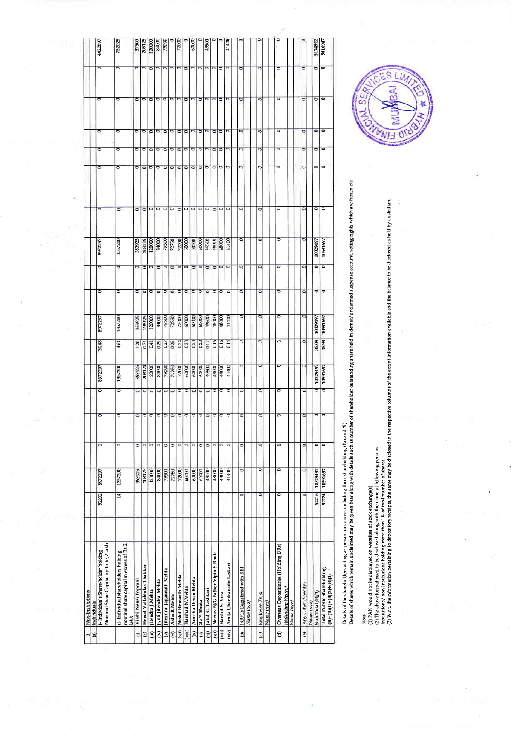| 3 | Non-Institutions | | | | | | | | | | | | | | | | | | |
|---|---|---|---|---|---|---|---|---|---|---|---|---|---|---|---|---|---|---|---|
| (a) | Individuals | | | | | | | | | | | | | | | | | | |
| | i- Individuals Share-holder holding Nominal Share Capital up to Rs.2 lakh | | 52202 | 8972297 | 0 | 0 | 8972297 | 30.48 | 8972297 | 0 | 8972297 | | 0 | 0 | 0 | 0 | 0 | 0 | 4422897 |
| | ii- Individual shareholders holding nominal share capital in excess of Rs.2 lakh | | 14 | 1357200 | 0 | 0 | 1357200 | 4.61 | 1357200 | 0 | 1357200 | | 0 | 0 | 0 | 0 | 0 | 0 | 752025 |
| (i) | Virshi Nensi Toprani | | | 353925 | 0 | 0 | 353925 | 1.20 | 353925 | 0 | 353925 | | 0 | 0 | 0 | 0 | 0 | 0 | 37500 |
| (ii) | Hemal Vallabhdas Thakkar | | | 208125 | 0 | 0 | 208125 | 0.71 | 208125 | 0 | 208125 | | 0 | 0 | 0 | 0 | 0 | 0 | 208125 |
| (iii) | Jitendra J.Mehta | | | 120000 | 0 | 0 | 120000 | 0.41 | 120000 | 0 | 120000 | | 0 | 0 | 0 | 0 | 0 | 0 | 120000 |
| (iv) | Jyoti Jitendra Mehta | | | 84000 | 0 | 0 | 84000 | 0.29 | 84000 | 0 | 84000 | | 0 | 0 | 0 | 0 | 0 | 0 | 84000 |
| (v) | Jitendra Jagannath Mehta | | | 79500 | 0 | 0 | 79500 | 0.27 | 79500 | 0 | 79500 | | 0 | 0 | 0 | 0 | 0 | 0 | 79500 |
| (vi) | Asha R.Mehta | | | 72750 | 0 | 0 | 72750 | 0.25 | 72750 | 0 | 72750 | | 0 | 0 | 0 | 0 | 0 | 0 | 0 |
| (vii) | Nishit Hemanth Mehta | | | 72000 | 0 | 0 | 72000 | 0.24 | 72000 | 0 | 72000 | | 0 | 0 | 0 | 0 | 0 | 0 | 72000 |
| (viii) | Harshad N.Mehta | | | 60000 | 0 | 0 | 60000 | 0.20 | 60000 | 0 | 60000 | | 0 | 0 | 0 | 0 | 0 | 0 | 0 |
| (ix) | Amisha Deven Mehta | | | 60000 | 0 | 0 | 60000 | 0.20 | 60000 | 0 | 60000 | | 0 | 0 | 0 | 0 | 0 | 0 | 60000 |
| (x) | Ila V. Bhuta | | | 60000 | 0 | 0 | 60000 | 0.20 | 60000 | 0 | 60000 | | 0 | 0 | 0 | 0 | 0 | 0 | 0 |
| (xi) | Jabal C. Lashkari | | | 49500 | 0 | 0 | 49500 | 0.17 | 49500 | 0 | 49500 | | 0 | 0 | 0 | 0 | 0 | 0 | 49500 |
| (xii) | Neerav N/G Father Vipin S.Bhuta | | | 48000 | 0 | 0 | 48000 | 0.16 | 48000 | 0 | 48000 | | 0 | 0 | 0 | 0 | 0 | 0 | 0 |
| (xiii) | Harshit S. Vora | | | 48000 | 0 | 0 | 48000 | 0.16 | 48000 | 0 | 48000 | | 0 | 0 | 0 | 0 | 0 | 0 | 0 |
| (xiv) | Amita Chandravadn Laskari | | | 41400 | 0 | 0 | 41400 | 0.14 | 41400 | 0 | 41400 | | 0 | 0 | 0 | 0 | 0 | 0 | 41400 |
| (b) | NBFCs Registered with RBI | | 0 | 0 | 0 | 0 | 0 | 0 | 0 | 0 | 0 | | 0 | 0 | 0 | 0 | 0 | 0 | 0 |
| | Name (xyz) | | | | | | | | | | | | | | | | | | |
| (c) | Employee Trust | | 0 | 0 | 0 | 0 | 0 | 0 | 0 | 0 | 0 | | 0 | 0 | 0 | 0 | 0 | 0 | 0 |
| | Name (xyz) | | | | | | | | | | | | | | | | | | |
| (d) | Overseas Depositories (Holding DRs) (Balancing Figure) | | 0 | 0 | 0 | 0 | 0 | 0 | 0 | 0 | 0 | | 0 | 0 | 0 | 0 | 0 | 0 | 0 |
| | Name (xyz) | | | | | | | | | | | | | | | | | | |
| (e) | Any Other (Specify) | | 0 | 0 | 0 | 0 | 0 | 0 | 0 | 0 | 0 | | 0 | 0 | 0 | 0 | 0 | 0 | 0 |
| | Name (xyz) | | | | | | | | | | | | | | | | | | |
| | Sub-Total (B)(3) | | 52216 | 10329497 | 0 | 0 | 10329497 | 35.09 | 10329497 | 0 | 10329497 | | 0 | 0 | 0 | 0 | 0 | 0 | 5174922 |
| | Total Public Shareholding (B)=(B)(1)+(B)(2)+(B)(3) | | 52224 | 10591697 | 0 | 0 | 10591697 | 35.98 | 10591697 | 0 | 10591697 | | 0 | 0 | 0 | 0 | 0 | 0 | 5416947 |

Details of the shareholders acting as person in concert including their shareholding (No.and %)

Details of shares which remain unclaimed may be given hear along with details such as number of shareholder outstanding share held in demat/unclaimed suspense account, voting rights which are frozen etc.

Note:

(1) PAN would not be displayed on websites of stock exchange(s).

(2) The above format need to be disclosed along with the name of following persons:

Institutions/ non Institutions holding more than 1% of total number of shares.

(3) W.r.t. the information pertaining to depository receipts, the same may be disclosed in the respective columns of the extent information available and the balance to be disclosed as held by custodian.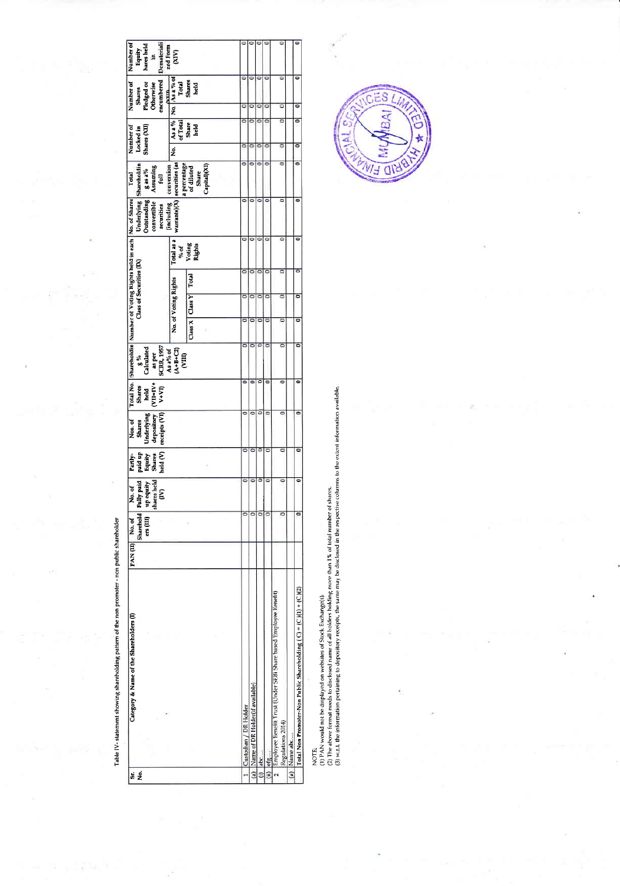Table IV- statement showing shareholding pattern of the non promoter - non public shareholder

| Sr. No. | Category & Name of the Shareholders (I) | PAN (II) | No. of Shareholders (III) | No. of Fully paid up equity shares held (IV) | Partly-paid up Equity Shares held (V) | Nos. of Shares Underlying depository receipts (VI) | Total No. Shares held (VII=IV+V+VI) | Shareholding % Calculated as per SCRR, 1957 As a% of (A+B+C2) (VIII) | Number of Voting Rights held in each Class of Securities (IX) | | | | No. of Shares Underlying Outstanding convertible securities (including warrants)(X) | Total Shareholding as a % full conversion securities (as a percentage of diluted Share Capital)(XI) | Number of Locked in Shares (XII) | | Number of Shares Pledged or Otherwise encumbered (XIII) | | Number of Equity shares held in Dematerialized Form (XIV) |
|---|---|---|---|---|---|---|---|---|---|---|---|---|---|---|---|---|---|---|---|
| | | | | | | | | | No. of Voting Rights | | | Total as a % of Voting Rights | | | No. | As a % of Total Share held | No. | As a % of Total Shares held | |
| | | | | | | | | | Class X | Class Y | Total | | | | | | | | |
| 1 | Custodian / DR Holder | | 0 | 0 | 0 | 0 | 0 | 0 | 0 | 0 | 0 | 0 | 0 | 0 | 0 | 0 | 0 | 0 | 0 |
| (a) | Name of DR Holder(if available) | | 0 | 0 | 0 | 0 | 0 | 0 | 0 | 0 | 0 | 0 | 0 | 0 | 0 | 0 | 0 | 0 | 0 |
| (i) | abc...... | | 0 | 0 | 0 | 0 | 0 | 0 | 0 | 0 | 0 | 0 | 0 | 0 | 0 | 0 | 0 | 0 | 0 |
| (ii) | efg...... | | 0 | 0 | 0 | 0 | 0 | 0 | 0 | 0 | 0 | 0 | 0 | 0 | 0 | 0 | 0 | 0 | 0 |
| 2 | Employee Benefit Trust (Under SEBI Share based Employee Benefit) Regulations 2014) | | 0 | 0 | 0 | 0 | 0 | 0 | 0 | 0 | 0 | 0 | 0 | 0 | 0 | 0 | 0 | 0 | 0 |
| (a) | Name abc...... | | | | | | | | | | | | | | | | | | |
| | Total Non Promoter-Non Public Shareholding (C) = (C)(1) + (C)(2) | | 0 | 0 | 0 | 0 | 0 | 0 | 0 | 0 | 0 | 0 | 0 | 0 | 0 | 0 | 0 | 0 | 0 |

NOTE:
(1) PAN would not be displayed on website of Stock Exchange(s).
(2) The above format needs to disclosed name of all holders holding more than 1% of total number of shares.
(3) w.r.t. the information pertaining to depository receipts, the same may be disclosed in the respective columns to the extent information available.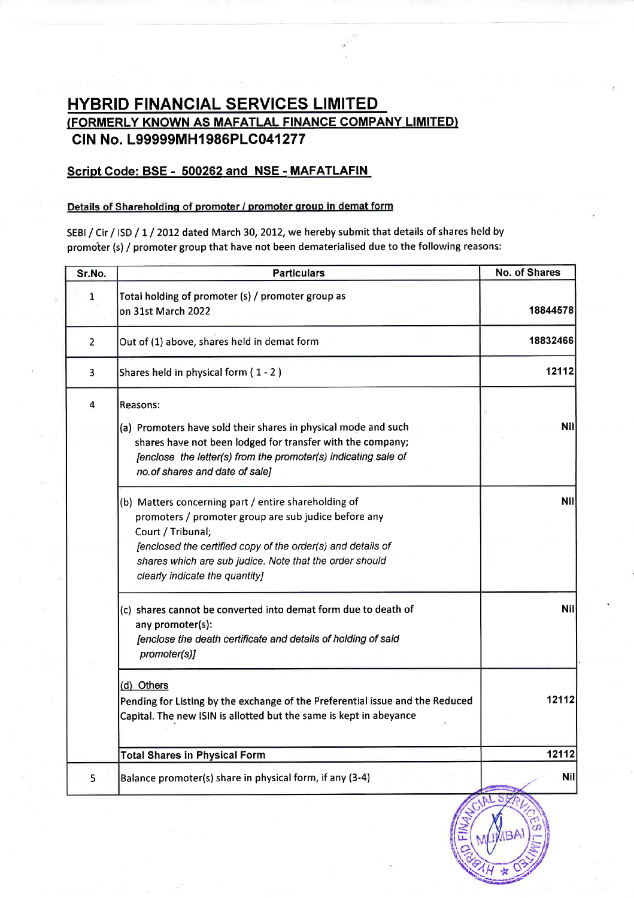# HYBRID FINANCIAL SERVICES LIMITED

## (FORMERLY KNOWN AS MAFATLAL FINANCE COMPANY LIMITED)

## CIN No. L99999MH1986PLC041277

### Script Code: BSE - 500262 and NSE - MAFATLAFIN

**Details of Shareholding of promoter / promoter group in demat form**

SEBI / Cir / ISD / 1 / 2012 dated March 30, 2012, we hereby submit that details of shares held by promoter (s) / promoter group that have not been dematerialised due to the following reasons:

| Sr.No. | Particulars | No. of Shares |
|---|---|---|
| 1 | Total holding of promoter (s) / promoter group as on 31st March 2022 | 18844578 |
| 2 | Out of (1) above, shares held in demat form | 18832466 |
| 3 | Shares held in physical form ( 1 - 2 ) | 12112 |
| 4 | Reasons:<br>(a) Promoters have sold their shares in physical mode and such shares have not been lodged for transfer with the company; *[enclose the letter(s) from the promoter(s) indicating sale of no.of shares and date of sale]* | Nil |
| | (b) Matters concerning part / entire shareholding of promoters / promoter group are sub judice before any Court / Tribunal; *[enclosed the certified copy of the order(s) and details of shares which are sub judice. Note that the order should clearly indicate the quantity]* | Nil |
| | (c) shares cannot be converted into demat form due to death of any promoter(s): *[enclose the death certificate and details of holding of said promoter(s)]* | Nil |
| | (d) Others<br>Pending for Listing by the exchange of the Preferential issue and the Reduced Capital. The new ISIN is allotted but the same is kept in abeyance | 12112 |
| | **Total Shares in Physical Form** | 12112 |
| 5 | Balance promoter(s) share in physical form, if any (3-4) | Nil |